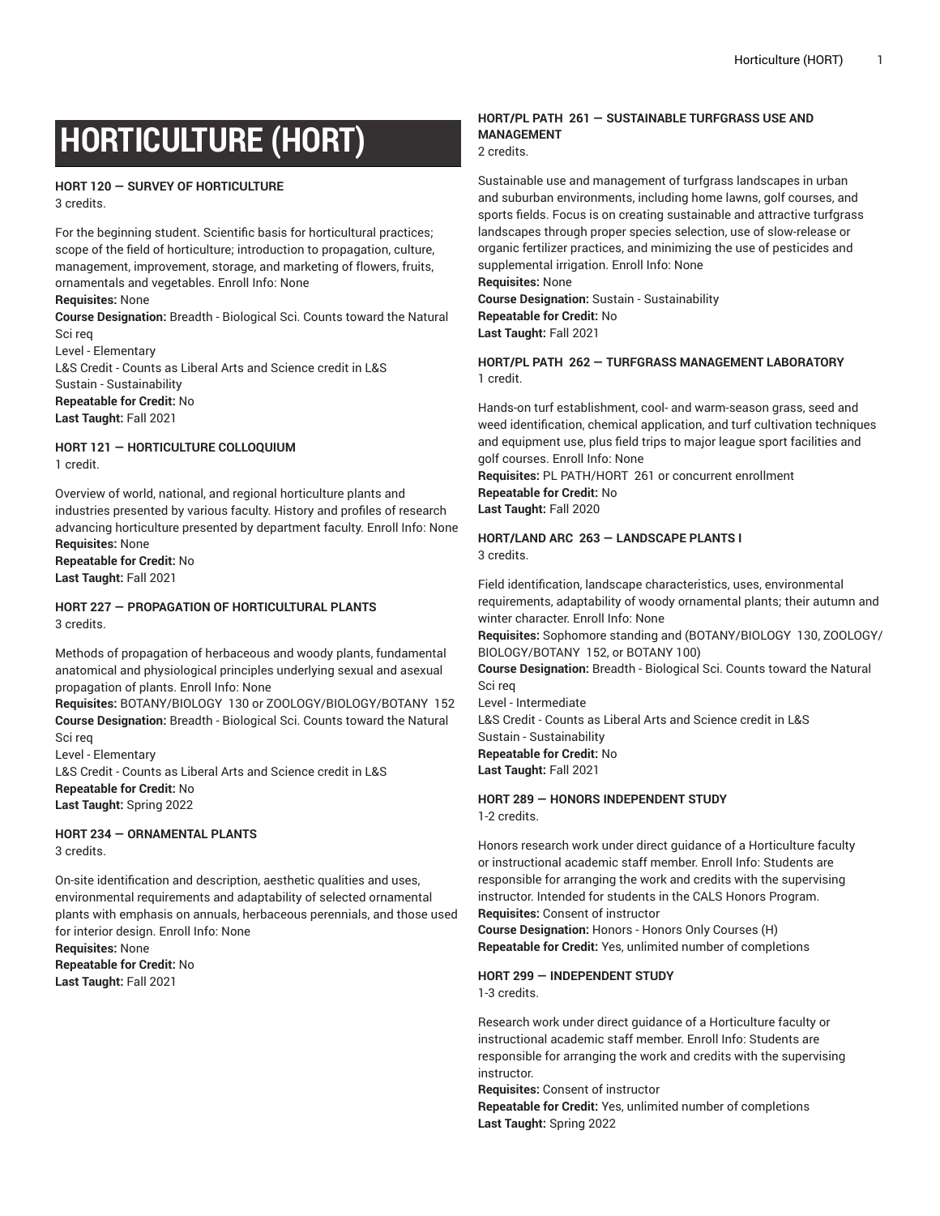# HORTICULTURE (HORT)

**HORT 120 — SURVEY OF HORTICULTURE**
3 credits.

For the beginning student. Scientific basis for horticultural practices; scope of the field of horticulture; introduction to propagation, culture, management, improvement, storage, and marketing of flowers, fruits, ornamentals and vegetables. Enroll Info: None
**Requisites:** None
**Course Designation:** Breadth - Biological Sci. Counts toward the Natural Sci req
Level - Elementary
L&S Credit - Counts as Liberal Arts and Science credit in L&S
Sustain - Sustainability
**Repeatable for Credit:** No
**Last Taught:** Fall 2021

**HORT 121 — HORTICULTURE COLLOQUIUM**
1 credit.

Overview of world, national, and regional horticulture plants and industries presented by various faculty. History and profiles of research advancing horticulture presented by department faculty. Enroll Info: None
**Requisites:** None
**Repeatable for Credit:** No
**Last Taught:** Fall 2021

**HORT 227 — PROPAGATION OF HORTICULTURAL PLANTS**
3 credits.

Methods of propagation of herbaceous and woody plants, fundamental anatomical and physiological principles underlying sexual and asexual propagation of plants. Enroll Info: None
**Requisites:** BOTANY/BIOLOGY 130 or ZOOLOGY/BIOLOGY/BOTANY 152
**Course Designation:** Breadth - Biological Sci. Counts toward the Natural Sci req
Level - Elementary
L&S Credit - Counts as Liberal Arts and Science credit in L&S
**Repeatable for Credit:** No
**Last Taught:** Spring 2022

**HORT 234 — ORNAMENTAL PLANTS**
3 credits.

On-site identification and description, aesthetic qualities and uses, environmental requirements and adaptability of selected ornamental plants with emphasis on annuals, herbaceous perennials, and those used for interior design. Enroll Info: None
**Requisites:** None
**Repeatable for Credit:** No
**Last Taught:** Fall 2021

**HORT/PL PATH 261 — SUSTAINABLE TURFGRASS USE AND MANAGEMENT**
2 credits.

Sustainable use and management of turfgrass landscapes in urban and suburban environments, including home lawns, golf courses, and sports fields. Focus is on creating sustainable and attractive turfgrass landscapes through proper species selection, use of slow-release or organic fertilizer practices, and minimizing the use of pesticides and supplemental irrigation. Enroll Info: None
**Requisites:** None
**Course Designation:** Sustain - Sustainability
**Repeatable for Credit:** No
**Last Taught:** Fall 2021

**HORT/PL PATH 262 — TURFGRASS MANAGEMENT LABORATORY**
1 credit.

Hands-on turf establishment, cool- and warm-season grass, seed and weed identification, chemical application, and turf cultivation techniques and equipment use, plus field trips to major league sport facilities and golf courses. Enroll Info: None
**Requisites:** PL PATH/HORT 261 or concurrent enrollment
**Repeatable for Credit:** No
**Last Taught:** Fall 2020

**HORT/LAND ARC 263 — LANDSCAPE PLANTS I**
3 credits.

Field identification, landscape characteristics, uses, environmental requirements, adaptability of woody ornamental plants; their autumn and winter character. Enroll Info: None
**Requisites:** Sophomore standing and (BOTANY/BIOLOGY 130, ZOOLOGY/BIOLOGY/BOTANY 152, or BOTANY 100)
**Course Designation:** Breadth - Biological Sci. Counts toward the Natural Sci req
Level - Intermediate
L&S Credit - Counts as Liberal Arts and Science credit in L&S
Sustain - Sustainability
**Repeatable for Credit:** No
**Last Taught:** Fall 2021

**HORT 289 — HONORS INDEPENDENT STUDY**
1-2 credits.

Honors research work under direct guidance of a Horticulture faculty or instructional academic staff member. Enroll Info: Students are responsible for arranging the work and credits with the supervising instructor. Intended for students in the CALS Honors Program.
**Requisites:** Consent of instructor
**Course Designation:** Honors - Honors Only Courses (H)
**Repeatable for Credit:** Yes, unlimited number of completions

**HORT 299 — INDEPENDENT STUDY**
1-3 credits.

Research work under direct guidance of a Horticulture faculty or instructional academic staff member. Enroll Info: Students are responsible for arranging the work and credits with the supervising instructor.
**Requisites:** Consent of instructor
**Repeatable for Credit:** Yes, unlimited number of completions
**Last Taught:** Spring 2022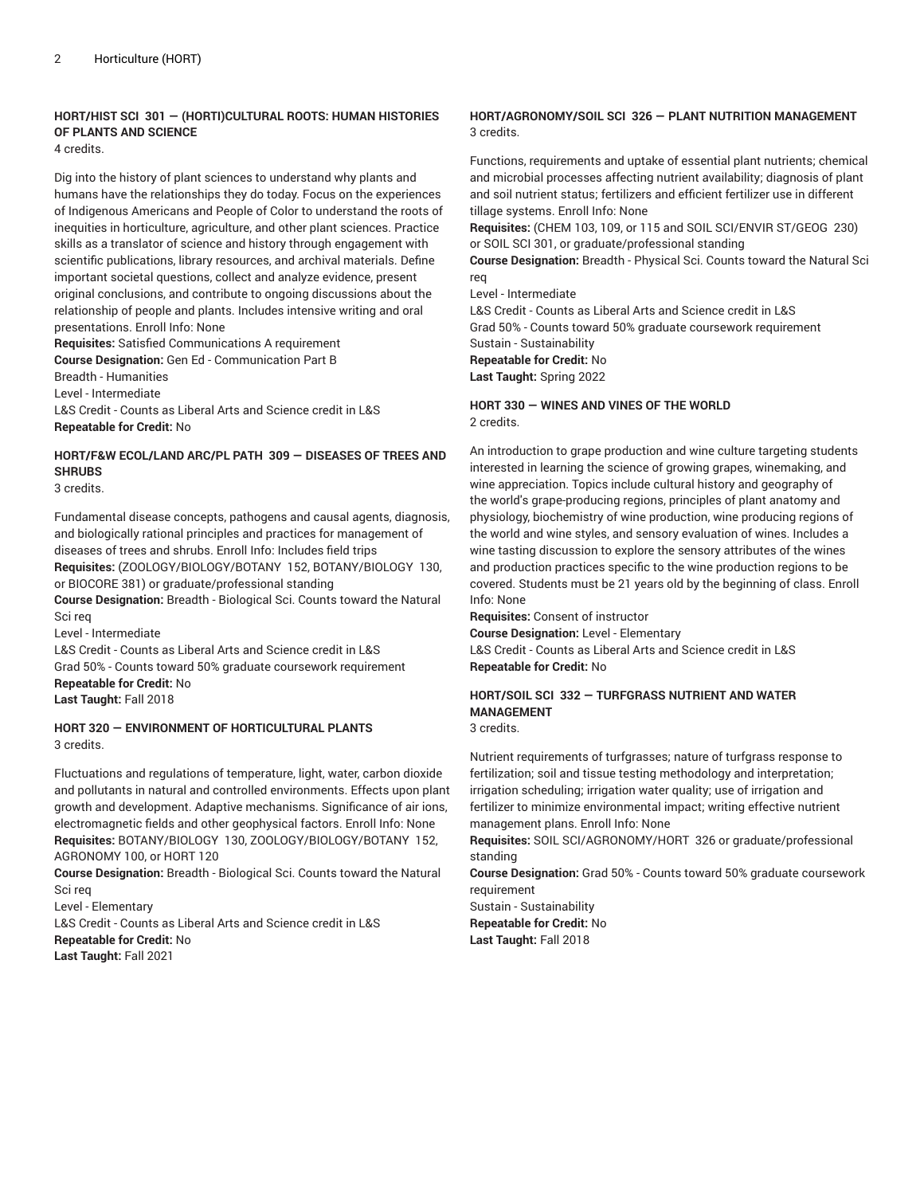### HORT/HIST SCI 301 — (HORTI)CULTURAL ROOTS: HUMAN HISTORIES OF PLANTS AND SCIENCE

4 credits.

Dig into the history of plant sciences to understand why plants and humans have the relationships they do today. Focus on the experiences of Indigenous Americans and People of Color to understand the roots of inequities in horticulture, agriculture, and other plant sciences. Practice skills as a translator of science and history through engagement with scientific publications, library resources, and archival materials. Define important societal questions, collect and analyze evidence, present original conclusions, and contribute to ongoing discussions about the relationship of people and plants. Includes intensive writing and oral presentations. Enroll Info: None

**Requisites:** Satisfied Communications A requirement

**Course Designation:** Gen Ed - Communication Part B
Breadth - Humanities
Level - Intermediate
L&S Credit - Counts as Liberal Arts and Science credit in L&S

**Repeatable for Credit:** No

### HORT/F&W ECOL/LAND ARC/PL PATH 309 — DISEASES OF TREES AND SHRUBS

3 credits.

Fundamental disease concepts, pathogens and causal agents, diagnosis, and biologically rational principles and practices for management of diseases of trees and shrubs. Enroll Info: Includes field trips

**Requisites:** (ZOOLOGY/BIOLOGY/BOTANY 152, BOTANY/BIOLOGY 130, or BIOCORE 381) or graduate/professional standing

**Course Designation:** Breadth - Biological Sci. Counts toward the Natural Sci req
Level - Intermediate
L&S Credit - Counts as Liberal Arts and Science credit in L&S
Grad 50% - Counts toward 50% graduate coursework requirement

**Repeatable for Credit:** No

**Last Taught:** Fall 2018

### HORT 320 — ENVIRONMENT OF HORTICULTURAL PLANTS

3 credits.

Fluctuations and regulations of temperature, light, water, carbon dioxide and pollutants in natural and controlled environments. Effects upon plant growth and development. Adaptive mechanisms. Significance of air ions, electromagnetic fields and other geophysical factors. Enroll Info: None

**Requisites:** BOTANY/BIOLOGY 130, ZOOLOGY/BIOLOGY/BOTANY 152, AGRONOMY 100, or HORT 120

**Course Designation:** Breadth - Biological Sci. Counts toward the Natural Sci req
Level - Elementary
L&S Credit - Counts as Liberal Arts and Science credit in L&S

**Repeatable for Credit:** No

**Last Taught:** Fall 2021

### HORT/AGRONOMY/SOIL SCI 326 — PLANT NUTRITION MANAGEMENT

3 credits.

Functions, requirements and uptake of essential plant nutrients; chemical and microbial processes affecting nutrient availability; diagnosis of plant and soil nutrient status; fertilizers and efficient fertilizer use in different tillage systems. Enroll Info: None

**Requisites:** (CHEM 103, 109, or 115 and SOIL SCI/ENVIR ST/GEOG 230) or SOIL SCI 301, or graduate/professional standing

**Course Designation:** Breadth - Physical Sci. Counts toward the Natural Sci req
Level - Intermediate
L&S Credit - Counts as Liberal Arts and Science credit in L&S
Grad 50% - Counts toward 50% graduate coursework requirement
Sustain - Sustainability

**Repeatable for Credit:** No

**Last Taught:** Spring 2022

### HORT 330 — WINES AND VINES OF THE WORLD

2 credits.

An introduction to grape production and wine culture targeting students interested in learning the science of growing grapes, winemaking, and wine appreciation. Topics include cultural history and geography of the world's grape-producing regions, principles of plant anatomy and physiology, biochemistry of wine production, wine producing regions of the world and wine styles, and sensory evaluation of wines. Includes a wine tasting discussion to explore the sensory attributes of the wines and production practices specific to the wine production regions to be covered. Students must be 21 years old by the beginning of class. Enroll Info: None

**Requisites:** Consent of instructor

**Course Designation:** Level - Elementary
L&S Credit - Counts as Liberal Arts and Science credit in L&S

**Repeatable for Credit:** No

### HORT/SOIL SCI 332 — TURFGRASS NUTRIENT AND WATER MANAGEMENT

3 credits.

Nutrient requirements of turfgrasses; nature of turfgrass response to fertilization; soil and tissue testing methodology and interpretation; irrigation scheduling; irrigation water quality; use of irrigation and fertilizer to minimize environmental impact; writing effective nutrient management plans. Enroll Info: None

**Requisites:** SOIL SCI/AGRONOMY/HORT 326 or graduate/professional standing

**Course Designation:** Grad 50% - Counts toward 50% graduate coursework requirement
Sustain - Sustainability

**Repeatable for Credit:** No

**Last Taught:** Fall 2018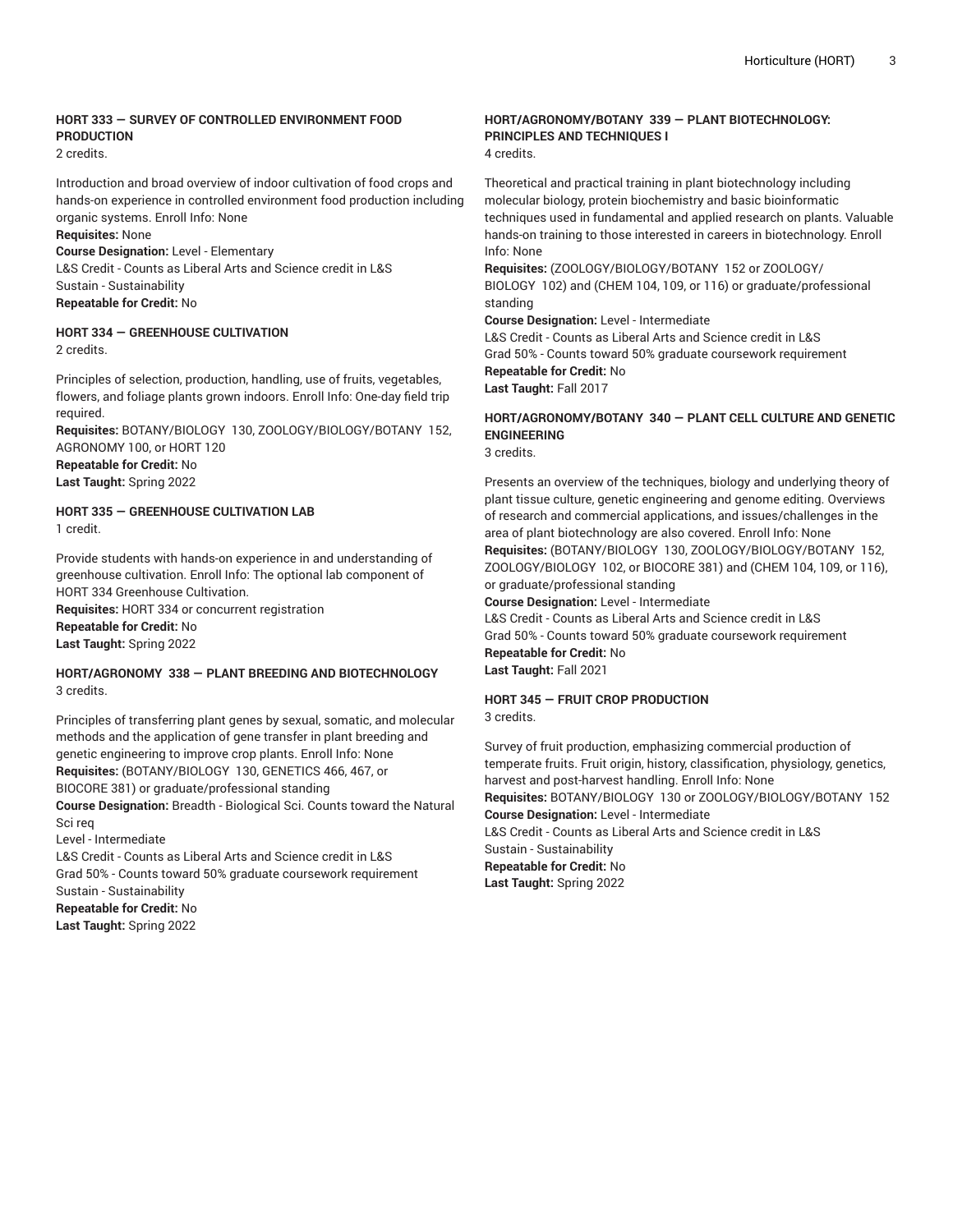**HORT 333 — SURVEY OF CONTROLLED ENVIRONMENT FOOD PRODUCTION**
2 credits.

Introduction and broad overview of indoor cultivation of food crops and hands-on experience in controlled environment food production including organic systems. Enroll Info: None
**Requisites:** None
**Course Designation:** Level - Elementary
L&S Credit - Counts as Liberal Arts and Science credit in L&S
Sustain - Sustainability
**Repeatable for Credit:** No

**HORT 334 — GREENHOUSE CULTIVATION**
2 credits.

Principles of selection, production, handling, use of fruits, vegetables, flowers, and foliage plants grown indoors. Enroll Info: One-day field trip required.
**Requisites:** BOTANY/BIOLOGY 130, ZOOLOGY/BIOLOGY/BOTANY 152, AGRONOMY 100, or HORT 120
**Repeatable for Credit:** No
**Last Taught:** Spring 2022

**HORT 335 — GREENHOUSE CULTIVATION LAB**
1 credit.

Provide students with hands-on experience in and understanding of greenhouse cultivation. Enroll Info: The optional lab component of HORT 334 Greenhouse Cultivation.
**Requisites:** HORT 334 or concurrent registration
**Repeatable for Credit:** No
**Last Taught:** Spring 2022

**HORT/AGRONOMY 338 — PLANT BREEDING AND BIOTECHNOLOGY**
3 credits.

Principles of transferring plant genes by sexual, somatic, and molecular methods and the application of gene transfer in plant breeding and genetic engineering to improve crop plants. Enroll Info: None
**Requisites:** (BOTANY/BIOLOGY 130, GENETICS 466, 467, or BIOCORE 381) or graduate/professional standing
**Course Designation:** Breadth - Biological Sci. Counts toward the Natural Sci req
Level - Intermediate
L&S Credit - Counts as Liberal Arts and Science credit in L&S
Grad 50% - Counts toward 50% graduate coursework requirement
Sustain - Sustainability
**Repeatable for Credit:** No
**Last Taught:** Spring 2022

**HORT/AGRONOMY/BOTANY 339 — PLANT BIOTECHNOLOGY: PRINCIPLES AND TECHNIQUES I**
4 credits.

Theoretical and practical training in plant biotechnology including molecular biology, protein biochemistry and basic bioinformatic techniques used in fundamental and applied research on plants. Valuable hands-on training to those interested in careers in biotechnology. Enroll Info: None
**Requisites:** (ZOOLOGY/BIOLOGY/BOTANY 152 or ZOOLOGY/BIOLOGY 102) and (CHEM 104, 109, or 116) or graduate/professional standing
**Course Designation:** Level - Intermediate
L&S Credit - Counts as Liberal Arts and Science credit in L&S
Grad 50% - Counts toward 50% graduate coursework requirement
**Repeatable for Credit:** No
**Last Taught:** Fall 2017

**HORT/AGRONOMY/BOTANY 340 — PLANT CELL CULTURE AND GENETIC ENGINEERING**
3 credits.

Presents an overview of the techniques, biology and underlying theory of plant tissue culture, genetic engineering and genome editing. Overviews of research and commercial applications, and issues/challenges in the area of plant biotechnology are also covered. Enroll Info: None
**Requisites:** (BOTANY/BIOLOGY 130, ZOOLOGY/BIOLOGY/BOTANY 152, ZOOLOGY/BIOLOGY 102, or BIOCORE 381) and (CHEM 104, 109, or 116), or graduate/professional standing
**Course Designation:** Level - Intermediate
L&S Credit - Counts as Liberal Arts and Science credit in L&S
Grad 50% - Counts toward 50% graduate coursework requirement
**Repeatable for Credit:** No
**Last Taught:** Fall 2021

**HORT 345 — FRUIT CROP PRODUCTION**
3 credits.

Survey of fruit production, emphasizing commercial production of temperate fruits. Fruit origin, history, classification, physiology, genetics, harvest and post-harvest handling. Enroll Info: None
**Requisites:** BOTANY/BIOLOGY 130 or ZOOLOGY/BIOLOGY/BOTANY 152
**Course Designation:** Level - Intermediate
L&S Credit - Counts as Liberal Arts and Science credit in L&S
Sustain - Sustainability
**Repeatable for Credit:** No
**Last Taught:** Spring 2022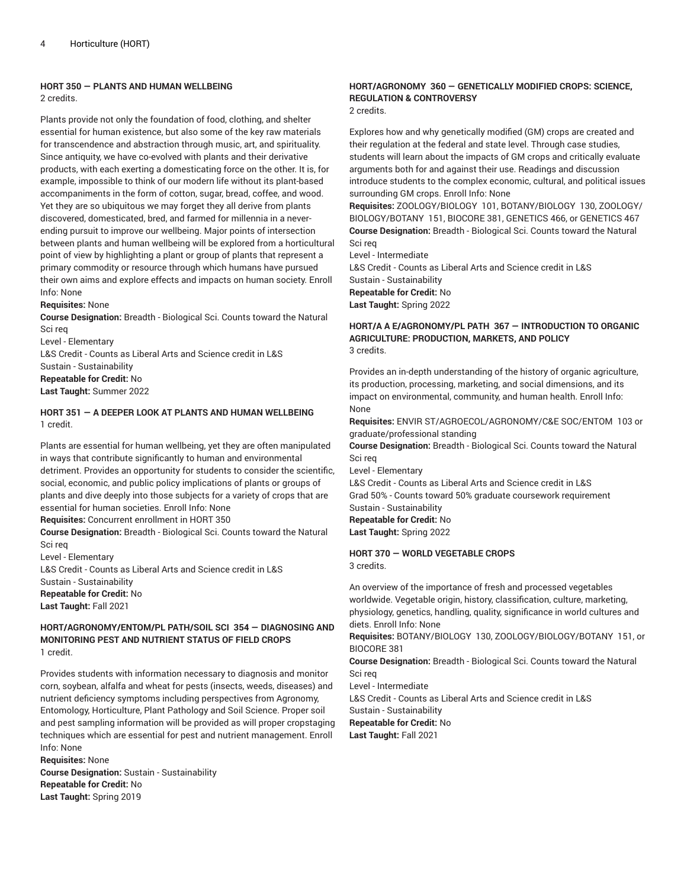**HORT 350 — PLANTS AND HUMAN WELLBEING**
2 credits.

Plants provide not only the foundation of food, clothing, and shelter essential for human existence, but also some of the key raw materials for transcendence and abstraction through music, art, and spirituality. Since antiquity, we have co-evolved with plants and their derivative products, with each exerting a domesticating force on the other. It is, for example, impossible to think of our modern life without its plant-based accompaniments in the form of cotton, sugar, bread, coffee, and wood. Yet they are so ubiquitous we may forget they all derive from plants discovered, domesticated, bred, and farmed for millennia in a never-ending pursuit to improve our wellbeing. Major points of intersection between plants and human wellbeing will be explored from a horticultural point of view by highlighting a plant or group of plants that represent a primary commodity or resource through which humans have pursued their own aims and explore effects and impacts on human society. Enroll Info: None

**Requisites:** None
**Course Designation:** Breadth - Biological Sci. Counts toward the Natural Sci req
Level - Elementary
L&S Credit - Counts as Liberal Arts and Science credit in L&S
Sustain - Sustainability
**Repeatable for Credit:** No
**Last Taught:** Summer 2022

**HORT 351 — A DEEPER LOOK AT PLANTS AND HUMAN WELLBEING**
1 credit.

Plants are essential for human wellbeing, yet they are often manipulated in ways that contribute significantly to human and environmental detriment. Provides an opportunity for students to consider the scientific, social, economic, and public policy implications of plants or groups of plants and dive deeply into those subjects for a variety of crops that are essential for human societies. Enroll Info: None

**Requisites:** Concurrent enrollment in HORT 350
**Course Designation:** Breadth - Biological Sci. Counts toward the Natural Sci req
Level - Elementary
L&S Credit - Counts as Liberal Arts and Science credit in L&S
Sustain - Sustainability
**Repeatable for Credit:** No
**Last Taught:** Fall 2021

**HORT/AGRONOMY/ENTOM/PL PATH/SOIL SCI 354 — DIAGNOSING AND MONITORING PEST AND NUTRIENT STATUS OF FIELD CROPS**
1 credit.

Provides students with information necessary to diagnosis and monitor corn, soybean, alfalfa and wheat for pests (insects, weeds, diseases) and nutrient deficiency symptoms including perspectives from Agronomy, Entomology, Horticulture, Plant Pathology and Soil Science. Proper soil and pest sampling information will be provided as will proper cropstaging techniques which are essential for pest and nutrient management. Enroll Info: None

**Requisites:** None
**Course Designation:** Sustain - Sustainability
**Repeatable for Credit:** No
**Last Taught:** Spring 2019

**HORT/AGRONOMY 360 — GENETICALLY MODIFIED CROPS: SCIENCE, REGULATION & CONTROVERSY**
2 credits.

Explores how and why genetically modified (GM) crops are created and their regulation at the federal and state level. Through case studies, students will learn about the impacts of GM crops and critically evaluate arguments both for and against their use. Readings and discussion introduce students to the complex economic, cultural, and political issues surrounding GM crops. Enroll Info: None

**Requisites:** ZOOLOGY/BIOLOGY 101, BOTANY/BIOLOGY 130, ZOOLOGY/BIOLOGY/BOTANY 151, BIOCORE 381, GENETICS 466, or GENETICS 467
**Course Designation:** Breadth - Biological Sci. Counts toward the Natural Sci req
Level - Intermediate
L&S Credit - Counts as Liberal Arts and Science credit in L&S
Sustain - Sustainability
**Repeatable for Credit:** No
**Last Taught:** Spring 2022

**HORT/A A E/AGRONOMY/PL PATH 367 — INTRODUCTION TO ORGANIC AGRICULTURE: PRODUCTION, MARKETS, AND POLICY**
3 credits.

Provides an in-depth understanding of the history of organic agriculture, its production, processing, marketing, and social dimensions, and its impact on environmental, community, and human health. Enroll Info: None

**Requisites:** ENVIR ST/AGROECOL/AGRONOMY/C&E SOC/ENTOM 103 or graduate/professional standing
**Course Designation:** Breadth - Biological Sci. Counts toward the Natural Sci req
Level - Elementary
L&S Credit - Counts as Liberal Arts and Science credit in L&S
Grad 50% - Counts toward 50% graduate coursework requirement
Sustain - Sustainability
**Repeatable for Credit:** No
**Last Taught:** Spring 2022

**HORT 370 — WORLD VEGETABLE CROPS**
3 credits.

An overview of the importance of fresh and processed vegetables worldwide. Vegetable origin, history, classification, culture, marketing, physiology, genetics, handling, quality, significance in world cultures and diets. Enroll Info: None

**Requisites:** BOTANY/BIOLOGY 130, ZOOLOGY/BIOLOGY/BOTANY 151, or BIOCORE 381
**Course Designation:** Breadth - Biological Sci. Counts toward the Natural Sci req
Level - Intermediate
L&S Credit - Counts as Liberal Arts and Science credit in L&S
Sustain - Sustainability
**Repeatable for Credit:** No
**Last Taught:** Fall 2021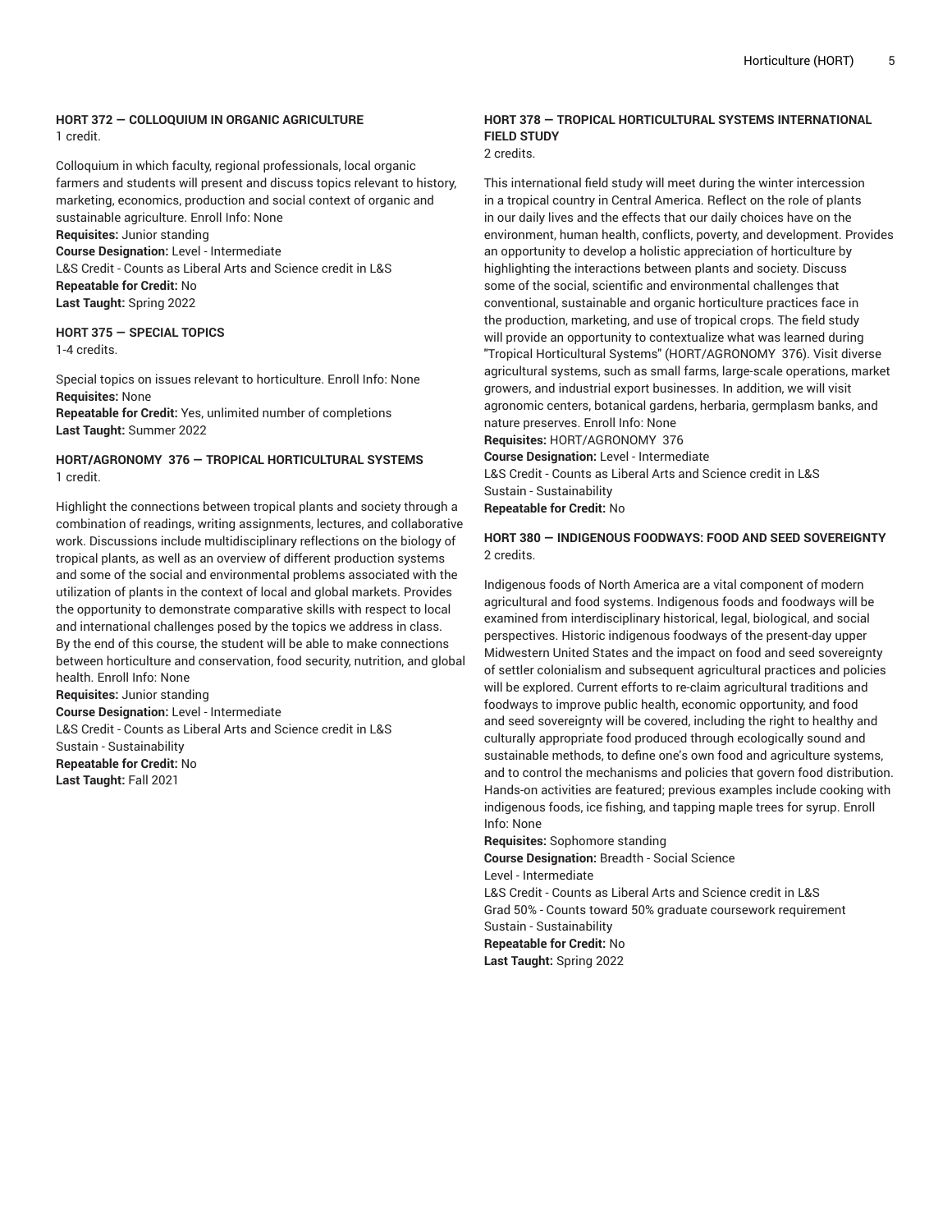**HORT 372 — COLLOQUIUM IN ORGANIC AGRICULTURE**
1 credit.

Colloquium in which faculty, regional professionals, local organic farmers and students will present and discuss topics relevant to history, marketing, economics, production and social context of organic and sustainable agriculture. Enroll Info: None
**Requisites:** Junior standing
**Course Designation:** Level - Intermediate
L&S Credit - Counts as Liberal Arts and Science credit in L&S
**Repeatable for Credit:** No
**Last Taught:** Spring 2022

**HORT 375 — SPECIAL TOPICS**
1-4 credits.

Special topics on issues relevant to horticulture. Enroll Info: None
**Requisites:** None
**Repeatable for Credit:** Yes, unlimited number of completions
**Last Taught:** Summer 2022

**HORT/AGRONOMY 376 — TROPICAL HORTICULTURAL SYSTEMS**
1 credit.

Highlight the connections between tropical plants and society through a combination of readings, writing assignments, lectures, and collaborative work. Discussions include multidisciplinary reflections on the biology of tropical plants, as well as an overview of different production systems and some of the social and environmental problems associated with the utilization of plants in the context of local and global markets. Provides the opportunity to demonstrate comparative skills with respect to local and international challenges posed by the topics we address in class. By the end of this course, the student will be able to make connections between horticulture and conservation, food security, nutrition, and global health. Enroll Info: None
**Requisites:** Junior standing
**Course Designation:** Level - Intermediate
L&S Credit - Counts as Liberal Arts and Science credit in L&S
Sustain - Sustainability
**Repeatable for Credit:** No
**Last Taught:** Fall 2021

**HORT 378 — TROPICAL HORTICULTURAL SYSTEMS INTERNATIONAL FIELD STUDY**
2 credits.

This international field study will meet during the winter intercession in a tropical country in Central America. Reflect on the role of plants in our daily lives and the effects that our daily choices have on the environment, human health, conflicts, poverty, and development. Provides an opportunity to develop a holistic appreciation of horticulture by highlighting the interactions between plants and society. Discuss some of the social, scientific and environmental challenges that conventional, sustainable and organic horticulture practices face in the production, marketing, and use of tropical crops. The field study will provide an opportunity to contextualize what was learned during "Tropical Horticultural Systems" (HORT/AGRONOMY 376). Visit diverse agricultural systems, such as small farms, large-scale operations, market growers, and industrial export businesses. In addition, we will visit agronomic centers, botanical gardens, herbaria, germplasm banks, and nature preserves. Enroll Info: None
**Requisites:** HORT/AGRONOMY 376
**Course Designation:** Level - Intermediate
L&S Credit - Counts as Liberal Arts and Science credit in L&S
Sustain - Sustainability
**Repeatable for Credit:** No

**HORT 380 — INDIGENOUS FOODWAYS: FOOD AND SEED SOVEREIGNTY**
2 credits.

Indigenous foods of North America are a vital component of modern agricultural and food systems. Indigenous foods and foodways will be examined from interdisciplinary historical, legal, biological, and social perspectives. Historic indigenous foodways of the present-day upper Midwestern United States and the impact on food and seed sovereignty of settler colonialism and subsequent agricultural practices and policies will be explored. Current efforts to re-claim agricultural traditions and foodways to improve public health, economic opportunity, and food and seed sovereignty will be covered, including the right to healthy and culturally appropriate food produced through ecologically sound and sustainable methods, to define one's own food and agriculture systems, and to control the mechanisms and policies that govern food distribution. Hands-on activities are featured; previous examples include cooking with indigenous foods, ice fishing, and tapping maple trees for syrup. Enroll Info: None
**Requisites:** Sophomore standing
**Course Designation:** Breadth - Social Science
Level - Intermediate
L&S Credit - Counts as Liberal Arts and Science credit in L&S
Grad 50% - Counts toward 50% graduate coursework requirement
Sustain - Sustainability
**Repeatable for Credit:** No
**Last Taught:** Spring 2022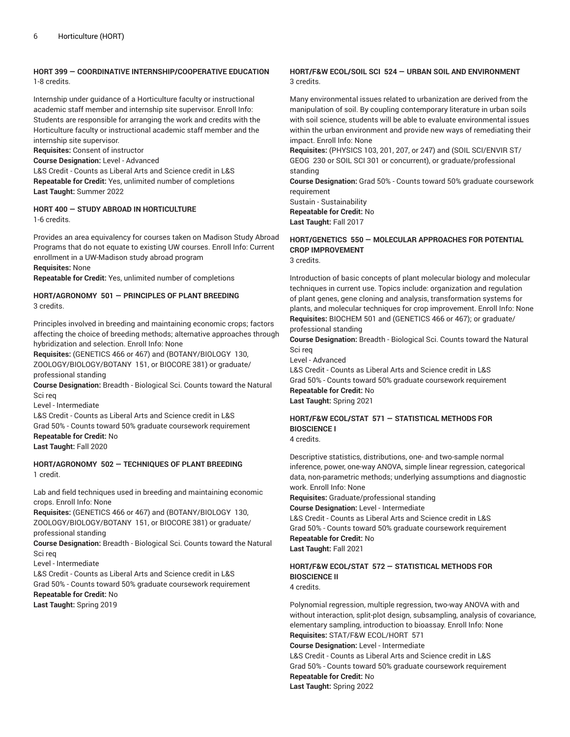#### HORT 399 — COORDINATIVE INTERNSHIP/COOPERATIVE EDUCATION

1-8 credits.

Internship under guidance of a Horticulture faculty or instructional academic staff member and internship site supervisor. Enroll Info: Students are responsible for arranging the work and credits with the Horticulture faculty or instructional academic staff member and the internship site supervisor.

**Requisites:** Consent of instructor
**Course Designation:** Level - Advanced
L&S Credit - Counts as Liberal Arts and Science credit in L&S
**Repeatable for Credit:** Yes, unlimited number of completions
**Last Taught:** Summer 2022

#### HORT 400 — STUDY ABROAD IN HORTICULTURE

1-6 credits.

Provides an area equivalency for courses taken on Madison Study Abroad Programs that do not equate to existing UW courses. Enroll Info: Current enrollment in a UW-Madison study abroad program

**Requisites:** None
**Repeatable for Credit:** Yes, unlimited number of completions

#### HORT/AGRONOMY 501 — PRINCIPLES OF PLANT BREEDING

3 credits.

Principles involved in breeding and maintaining economic crops; factors affecting the choice of breeding methods; alternative approaches through hybridization and selection. Enroll Info: None

**Requisites:** (GENETICS 466 or 467) and (BOTANY/BIOLOGY 130, ZOOLOGY/BIOLOGY/BOTANY 151, or BIOCORE 381) or graduate/professional standing
**Course Designation:** Breadth - Biological Sci. Counts toward the Natural Sci req
Level - Intermediate
L&S Credit - Counts as Liberal Arts and Science credit in L&S
Grad 50% - Counts toward 50% graduate coursework requirement
**Repeatable for Credit:** No
**Last Taught:** Fall 2020

#### HORT/AGRONOMY 502 — TECHNIQUES OF PLANT BREEDING

1 credit.

Lab and field techniques used in breeding and maintaining economic crops. Enroll Info: None

**Requisites:** (GENETICS 466 or 467) and (BOTANY/BIOLOGY 130, ZOOLOGY/BIOLOGY/BOTANY 151, or BIOCORE 381) or graduate/professional standing
**Course Designation:** Breadth - Biological Sci. Counts toward the Natural Sci req
Level - Intermediate
L&S Credit - Counts as Liberal Arts and Science credit in L&S
Grad 50% - Counts toward 50% graduate coursework requirement
**Repeatable for Credit:** No
**Last Taught:** Spring 2019

#### HORT/F&W ECOL/SOIL SCI 524 — URBAN SOIL AND ENVIRONMENT

3 credits.

Many environmental issues related to urbanization are derived from the manipulation of soil. By coupling contemporary literature in urban soils with soil science, students will be able to evaluate environmental issues within the urban environment and provide new ways of remediating their impact. Enroll Info: None

**Requisites:** (PHYSICS 103, 201, 207, or 247) and (SOIL SCI/ENVIR ST/GEOG 230 or SOIL SCI 301 or concurrent), or graduate/professional standing
**Course Designation:** Grad 50% - Counts toward 50% graduate coursework requirement
Sustain - Sustainability
**Repeatable for Credit:** No
**Last Taught:** Fall 2017

#### HORT/GENETICS 550 — MOLECULAR APPROACHES FOR POTENTIAL CROP IMPROVEMENT

3 credits.

Introduction of basic concepts of plant molecular biology and molecular techniques in current use. Topics include: organization and regulation of plant genes, gene cloning and analysis, transformation systems for plants, and molecular techniques for crop improvement. Enroll Info: None

**Requisites:** BIOCHEM 501 and (GENETICS 466 or 467); or graduate/professional standing
**Course Designation:** Breadth - Biological Sci. Counts toward the Natural Sci req
Level - Advanced
L&S Credit - Counts as Liberal Arts and Science credit in L&S
Grad 50% - Counts toward 50% graduate coursework requirement
**Repeatable for Credit:** No
**Last Taught:** Spring 2021

#### HORT/F&W ECOL/STAT 571 — STATISTICAL METHODS FOR BIOSCIENCE I

4 credits.

Descriptive statistics, distributions, one- and two-sample normal inference, power, one-way ANOVA, simple linear regression, categorical data, non-parametric methods; underlying assumptions and diagnostic work. Enroll Info: None

**Requisites:** Graduate/professional standing
**Course Designation:** Level - Intermediate
L&S Credit - Counts as Liberal Arts and Science credit in L&S
Grad 50% - Counts toward 50% graduate coursework requirement
**Repeatable for Credit:** No
**Last Taught:** Fall 2021

#### HORT/F&W ECOL/STAT 572 — STATISTICAL METHODS FOR BIOSCIENCE II

4 credits.

Polynomial regression, multiple regression, two-way ANOVA with and without interaction, split-plot design, subsampling, analysis of covariance, elementary sampling, introduction to bioassay. Enroll Info: None

**Requisites:** STAT/F&W ECOL/HORT 571
**Course Designation:** Level - Intermediate
L&S Credit - Counts as Liberal Arts and Science credit in L&S
Grad 50% - Counts toward 50% graduate coursework requirement
**Repeatable for Credit:** No
**Last Taught:** Spring 2022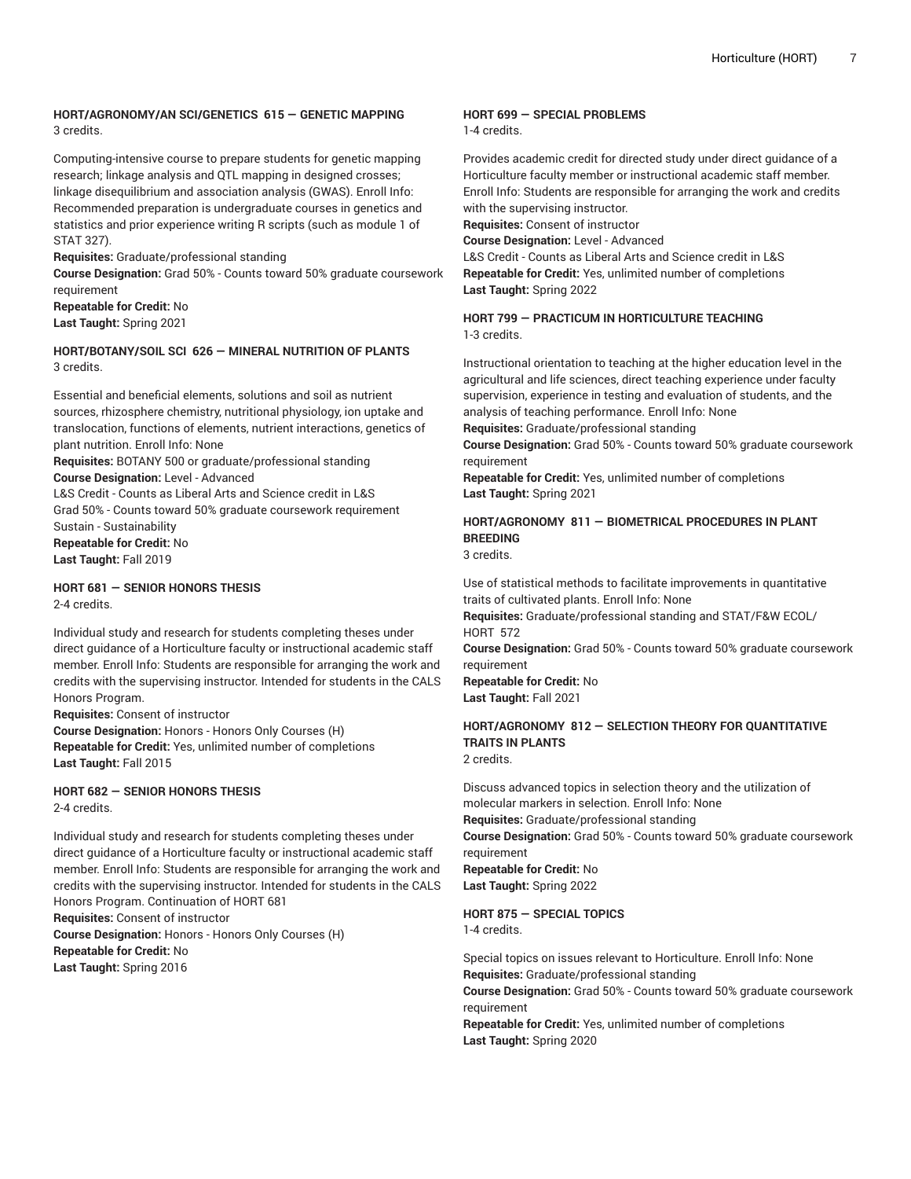**HORT/AGRONOMY/AN SCI/GENETICS 615 — GENETIC MAPPING**
3 credits.

Computing-intensive course to prepare students for genetic mapping research; linkage analysis and QTL mapping in designed crosses; linkage disequilibrium and association analysis (GWAS). Enroll Info: Recommended preparation is undergraduate courses in genetics and statistics and prior experience writing R scripts (such as module 1 of STAT 327).
**Requisites:** Graduate/professional standing
**Course Designation:** Grad 50% - Counts toward 50% graduate coursework requirement
**Repeatable for Credit:** No
**Last Taught:** Spring 2021

**HORT/BOTANY/SOIL SCI 626 — MINERAL NUTRITION OF PLANTS**
3 credits.

Essential and beneficial elements, solutions and soil as nutrient sources, rhizosphere chemistry, nutritional physiology, ion uptake and translocation, functions of elements, nutrient interactions, genetics of plant nutrition. Enroll Info: None
**Requisites:** BOTANY 500 or graduate/professional standing
**Course Designation:** Level - Advanced
L&S Credit - Counts as Liberal Arts and Science credit in L&S
Grad 50% - Counts toward 50% graduate coursework requirement
Sustain - Sustainability
**Repeatable for Credit:** No
**Last Taught:** Fall 2019

**HORT 681 — SENIOR HONORS THESIS**
2-4 credits.

Individual study and research for students completing theses under direct guidance of a Horticulture faculty or instructional academic staff member. Enroll Info: Students are responsible for arranging the work and credits with the supervising instructor. Intended for students in the CALS Honors Program.
**Requisites:** Consent of instructor
**Course Designation:** Honors - Honors Only Courses (H)
**Repeatable for Credit:** Yes, unlimited number of completions
**Last Taught:** Fall 2015

**HORT 682 — SENIOR HONORS THESIS**
2-4 credits.

Individual study and research for students completing theses under direct guidance of a Horticulture faculty or instructional academic staff member. Enroll Info: Students are responsible for arranging the work and credits with the supervising instructor. Intended for students in the CALS Honors Program. Continuation of HORT 681
**Requisites:** Consent of instructor
**Course Designation:** Honors - Honors Only Courses (H)
**Repeatable for Credit:** No
**Last Taught:** Spring 2016

**HORT 699 — SPECIAL PROBLEMS**
1-4 credits.

Provides academic credit for directed study under direct guidance of a Horticulture faculty member or instructional academic staff member. Enroll Info: Students are responsible for arranging the work and credits with the supervising instructor.
**Requisites:** Consent of instructor
**Course Designation:** Level - Advanced
L&S Credit - Counts as Liberal Arts and Science credit in L&S
**Repeatable for Credit:** Yes, unlimited number of completions
**Last Taught:** Spring 2022

**HORT 799 — PRACTICUM IN HORTICULTURE TEACHING**
1-3 credits.

Instructional orientation to teaching at the higher education level in the agricultural and life sciences, direct teaching experience under faculty supervision, experience in testing and evaluation of students, and the analysis of teaching performance. Enroll Info: None
**Requisites:** Graduate/professional standing
**Course Designation:** Grad 50% - Counts toward 50% graduate coursework requirement
**Repeatable for Credit:** Yes, unlimited number of completions
**Last Taught:** Spring 2021

**HORT/AGRONOMY 811 — BIOMETRICAL PROCEDURES IN PLANT BREEDING**
3 credits.

Use of statistical methods to facilitate improvements in quantitative traits of cultivated plants. Enroll Info: None
**Requisites:** Graduate/professional standing and STAT/F&W ECOL/HORT 572
**Course Designation:** Grad 50% - Counts toward 50% graduate coursework requirement
**Repeatable for Credit:** No
**Last Taught:** Fall 2021

**HORT/AGRONOMY 812 — SELECTION THEORY FOR QUANTITATIVE TRAITS IN PLANTS**
2 credits.

Discuss advanced topics in selection theory and the utilization of molecular markers in selection. Enroll Info: None
**Requisites:** Graduate/professional standing
**Course Designation:** Grad 50% - Counts toward 50% graduate coursework requirement
**Repeatable for Credit:** No
**Last Taught:** Spring 2022

**HORT 875 — SPECIAL TOPICS**
1-4 credits.

Special topics on issues relevant to Horticulture. Enroll Info: None
**Requisites:** Graduate/professional standing
**Course Designation:** Grad 50% - Counts toward 50% graduate coursework requirement
**Repeatable for Credit:** Yes, unlimited number of completions
**Last Taught:** Spring 2020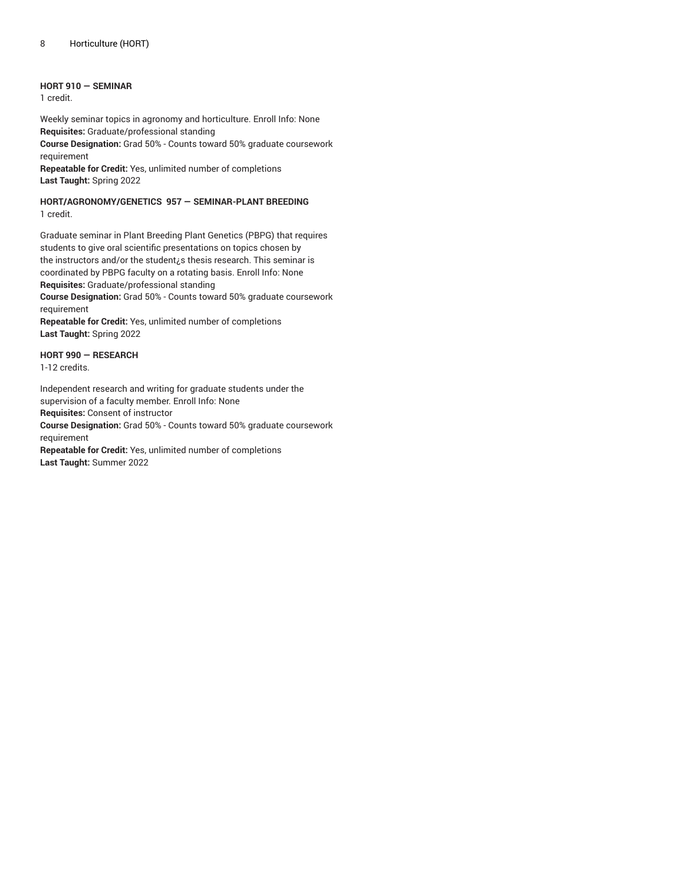**HORT 910 — SEMINAR**
1 credit.

Weekly seminar topics in agronomy and horticulture. Enroll Info: None
**Requisites:** Graduate/professional standing
**Course Designation:** Grad 50% - Counts toward 50% graduate coursework requirement
**Repeatable for Credit:** Yes, unlimited number of completions
**Last Taught:** Spring 2022

**HORT/AGRONOMY/GENETICS 957 — SEMINAR-PLANT BREEDING**
1 credit.

Graduate seminar in Plant Breeding Plant Genetics (PBPG) that requires students to give oral scientific presentations on topics chosen by the instructors and/or the student¿s thesis research. This seminar is coordinated by PBPG faculty on a rotating basis. Enroll Info: None
**Requisites:** Graduate/professional standing
**Course Designation:** Grad 50% - Counts toward 50% graduate coursework requirement
**Repeatable for Credit:** Yes, unlimited number of completions
**Last Taught:** Spring 2022

**HORT 990 — RESEARCH**
1-12 credits.

Independent research and writing for graduate students under the supervision of a faculty member. Enroll Info: None
**Requisites:** Consent of instructor
**Course Designation:** Grad 50% - Counts toward 50% graduate coursework requirement
**Repeatable for Credit:** Yes, unlimited number of completions
**Last Taught:** Summer 2022